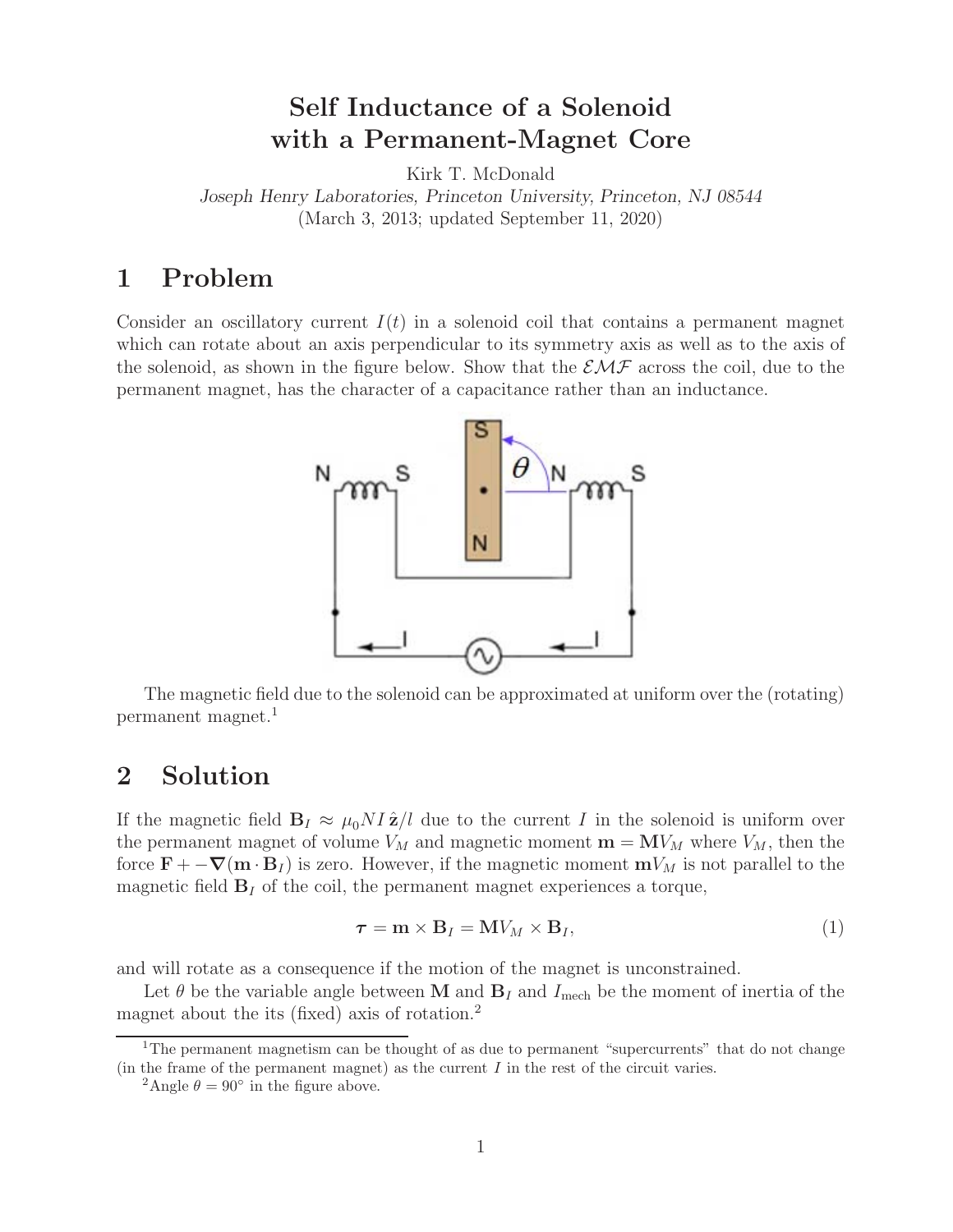# Self Inductance of a Solenoid with a Permanent-Magnet Core

Kirk T. McDonald

*Joseph Henry Laboratories, Princeton University, Princeton, NJ 08544*

(March 3, 2013; updated September 11, 2020)

## 1 Problem

Consider an oscillatory current $I(t)$ in a solenoid coil that contains a permanent magnet which can rotate about an axis perpendicular to its symmetry axis as well as to the axis of the solenoid, as shown in the figure below. Show that the $\mathcal{EMF}$ across the coil, due to the permanent magnet, has the character of a capacitance rather than an inductance.

The magnetic field due to the solenoid can be approximated at uniform over the (rotating) permanent magnet.[1]

## 2 Solution

If the magnetic field $\mathbf{B}_I \approx \mu_0 NI\,\hat{\mathbf{z}}/l$ due to the current $I$ in the solenoid is uniform over the permanent magnet of volume $V_M$ and magnetic moment $\mathbf{m} = \mathbf{M}V_M$ where $V_M$, then the force $\mathbf{F} + -\boldsymbol{\nabla}(\mathbf{m}\cdot\mathbf{B}_I)$ is zero. However, if the magnetic moment $\mathbf{m}V_M$ is not parallel to the magnetic field $\mathbf{B}_I$ of the coil, the permanent magnet experiences a torque,

$$\boldsymbol{\tau} = \mathbf{m} \times \mathbf{B}_I = \mathbf{M}V_M \times \mathbf{B}_I, \tag{1}$$

and will rotate as a consequence if the motion of the magnet is unconstrained.

Let $\theta$ be the variable angle between $\mathbf{M}$ and $\mathbf{B}_I$ and $I_{\rm mech}$ be the moment of inertia of the magnet about the its (fixed) axis of rotation.[2]

[1]The permanent magnetism can be thought of as due to permanent "supercurrents" that do not change (in the frame of the permanent magnet) as the current $I$ in the rest of the circuit varies.

[2]Angle $\theta = 90°$ in the figure above.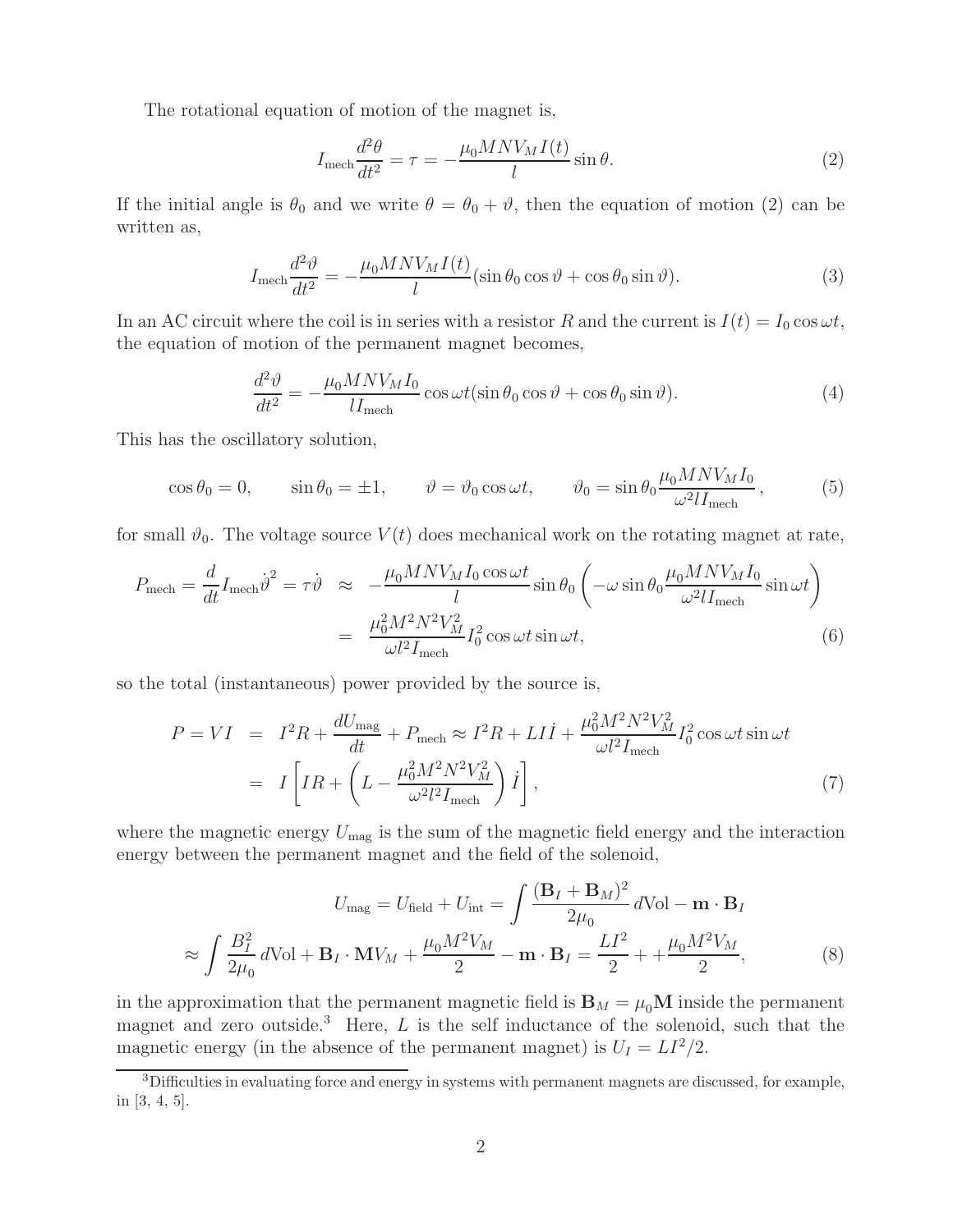The rotational equation of motion of the magnet is,

$$I_{\rm mech}\frac{d^2\theta}{dt^2} = \tau = -\frac{\mu_0 MNV_M I(t)}{l}\sin\theta. \tag{2}$$

If the initial angle is $\theta_0$ and we write $\theta = \theta_0 + \vartheta$, then the equation of motion (2) can be written as,

$$I_{\rm mech}\frac{d^2\vartheta}{dt^2} = -\frac{\mu_0 MNV_M I(t)}{l}(\sin\theta_0\cos\vartheta + \cos\theta_0\sin\vartheta). \tag{3}$$

In an AC circuit where the coil is in series with a resistor $R$ and the current is $I(t) = I_0\cos\omega t$, the equation of motion of the permanent magnet becomes,

$$\frac{d^2\vartheta}{dt^2} = -\frac{\mu_0 MNV_M I_0}{lI_{\rm mech}}\cos\omega t(\sin\theta_0\cos\vartheta + \cos\theta_0\sin\vartheta). \tag{4}$$

This has the oscillatory solution,

$$\cos\theta_0 = 0, \qquad \sin\theta_0 = \pm 1, \qquad \vartheta = \vartheta_0\cos\omega t, \qquad \vartheta_0 = \sin\theta_0\frac{\mu_0 MNV_M I_0}{\omega^2 lI_{\rm mech}}, \tag{5}$$

for small $\vartheta_0$. The voltage source $V(t)$ does mechanical work on the rotating magnet at rate,

$$\begin{aligned} P_{\rm mech} = \frac{d}{dt}I_{\rm mech}\dot\vartheta^2 = \tau\dot\vartheta &\approx -\frac{\mu_0 MNV_M I_0\cos\omega t}{l}\sin\theta_0\left(-\omega\sin\theta_0\frac{\mu_0 MNV_M I_0}{\omega^2 lI_{\rm mech}}\sin\omega t\right) \\ &= \frac{\mu_0^2 M^2N^2V_M^2}{\omega l^2 I_{\rm mech}}I_0^2\cos\omega t\sin\omega t, \end{aligned} \tag{6}$$

so the total (instantaneous) power provided by the source is,

$$\begin{aligned} P = VI &= I^2R + \frac{dU_{\rm mag}}{dt} + P_{\rm mech} \approx I^2R + LI\dot I + \frac{\mu_0^2 M^2N^2V_M^2}{\omega l^2 I_{\rm mech}}I_0^2\cos\omega t\sin\omega t \\ &= I\left[IR + \left(L - \frac{\mu_0^2 M^2N^2V_M^2}{\omega^2 l^2 I_{\rm mech}}\right)\dot I\right], \end{aligned} \tag{7}$$

where the magnetic energy $U_{\rm mag}$ is the sum of the magnetic field energy and the interaction energy between the permanent magnet and the field of the solenoid,

$$\begin{aligned} U_{\rm mag} = U_{\rm field} + U_{\rm int} = \int\frac{(\mathbf{B}_I + \mathbf{B}_M)^2}{2\mu_0}\,d{\rm Vol} - \mathbf{m}\cdot\mathbf{B}_I \\ \approx \int\frac{B_I^2}{2\mu_0}\,d{\rm Vol} + \mathbf{B}_I\cdot\mathbf{M}V_M + \frac{\mu_0 M^2V_M}{2} - \mathbf{m}\cdot\mathbf{B}_I = \frac{LI^2}{2} + + \frac{\mu_0 M^2V_M}{2}, \end{aligned} \tag{8}$$

in the approximation that the permanent magnetic field is $\mathbf{B}_M = \mu_0\mathbf{M}$ inside the permanent magnet and zero outside.[3] Here, $L$ is the self inductance of the solenoid, such that the magnetic energy (in the absence of the permanent magnet) is $U_I = LI^2/2$.

[3] Difficulties in evaluating force and energy in systems with permanent magnets are discussed, for example, in [3, 4, 5].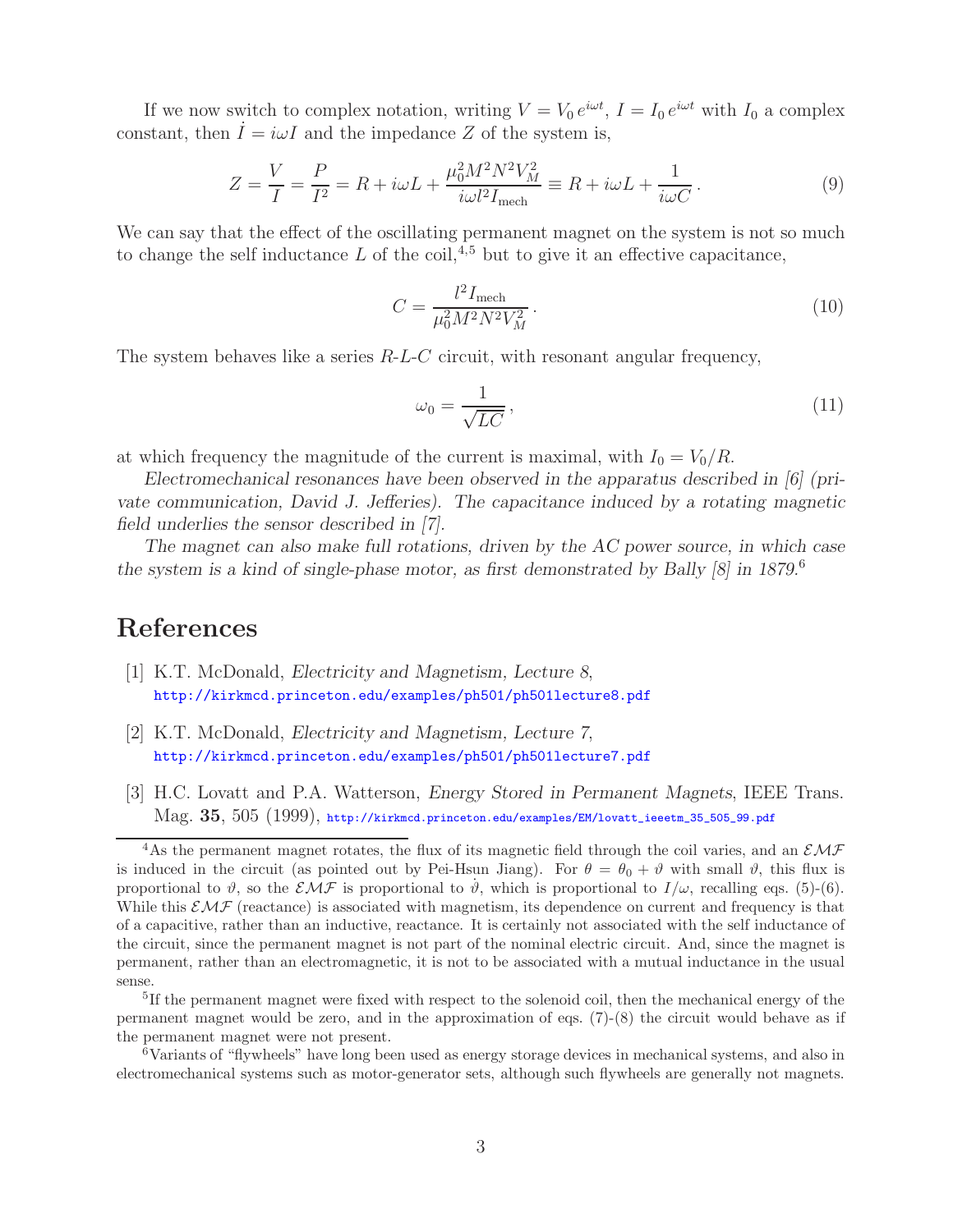If we now switch to complex notation, writing $V = V_0 \, e^{i\omega t}$, $I = I_0 \, e^{i\omega t}$ with $I_0$ a complex constant, then $\dot{I} = i\omega I$ and the impedance $Z$ of the system is,

$$Z = \frac{V}{I} = \frac{P}{I^2} = R + i\omega L + \frac{\mu_0^2 M^2 N^2 V_M^2}{i\omega l^2 I_{\rm mech}} \equiv R + i\omega L + \frac{1}{i\omega C} \, . \tag{9}$$

We can say that the effect of the oscillating permanent magnet on the system is not so much to change the self inductance $L$ of the coil,[4,5] but to give it an effective capacitance,

$$C = \frac{l^2 I_{\rm mech}}{\mu_0^2 M^2 N^2 V_M^2} \, . \tag{10}$$

The system behaves like a series *R-L-C* circuit, with resonant angular frequency,

$$\omega_0 = \frac{1}{\sqrt{LC}} \, , \tag{11}$$

at which frequency the magnitude of the current is maximal, with $I_0 = V_0/R$.

*Electromechanical resonances have been observed in the apparatus described in [6] (private communication, David J. Jefferies). The capacitance induced by a rotating magnetic field underlies the sensor described in [7].*

*The magnet can also make full rotations, driven by the AC power source, in which case the system is a kind of single-phase motor, as first demonstrated by Bally [8] in 1879.*[6]

# References

[1] K.T. McDonald, *Electricity and Magnetism, Lecture 8*,
http://kirkmcd.princeton.edu/examples/ph501/ph501lecture8.pdf

[2] K.T. McDonald, *Electricity and Magnetism, Lecture 7*,
http://kirkmcd.princeton.edu/examples/ph501/ph501lecture7.pdf

[3] H.C. Lovatt and P.A. Watterson, *Energy Stored in Permanent Magnets*, IEEE Trans. Mag. **35**, 505 (1999), http://kirkmcd.princeton.edu/examples/EM/lovatt_ieeetm_35_505_99.pdf

---

[4] As the permanent magnet rotates, the flux of its magnetic field through the coil varies, and an $\mathcal{EMF}$ is induced in the circuit (as pointed out by Pei-Hsun Jiang). For $\theta = \theta_0 + \vartheta$ with small $\vartheta$, this flux is proportional to $\vartheta$, so the $\mathcal{EMF}$ is proportional to $\dot{\vartheta}$, which is proportional to $I/\omega$, recalling eqs. (5)-(6). While this $\mathcal{EMF}$ (reactance) is associated with magnetism, its dependence on current and frequency is that of a capacitive, rather than an inductive, reactance. It is certainly not associated with the self inductance of the circuit, since the permanent magnet is not part of the nominal electric circuit. And, since the magnet is permanent, rather than an electromagnetic, it is not to be associated with a mutual inductance in the usual sense.

[5] If the permanent magnet were fixed with respect to the solenoid coil, then the mechanical energy of the permanent magnet would be zero, and in the approximation of eqs. (7)-(8) the circuit would behave as if the permanent magnet were not present.

[6] Variants of "flywheels" have long been used as energy storage devices in mechanical systems, and also in electromechanical systems such as motor-generator sets, although such flywheels are generally not magnets.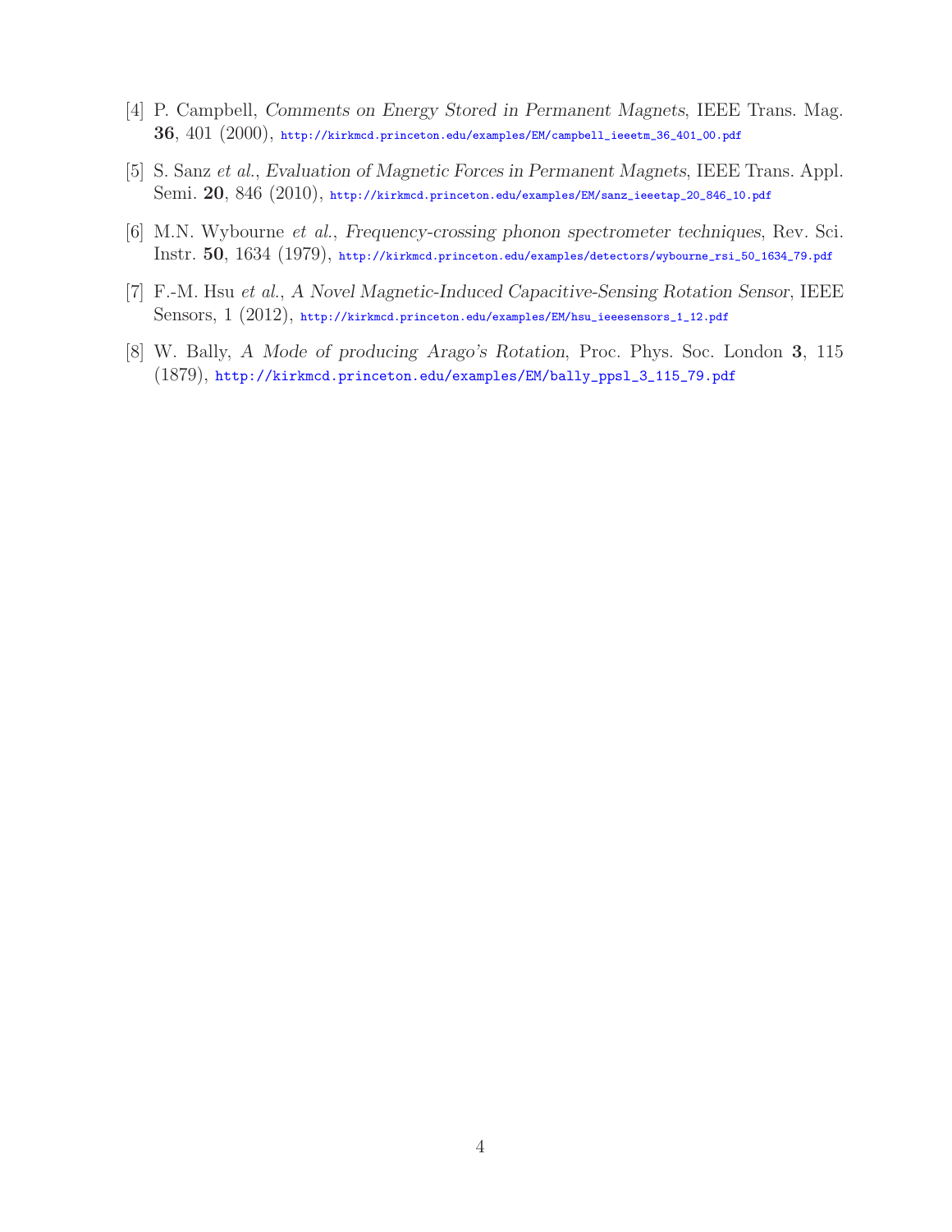[4] P. Campbell, *Comments on Energy Stored in Permanent Magnets*, IEEE Trans. Mag. **36**, 401 (2000), http://kirkmcd.princeton.edu/examples/EM/campbell_ieeetm_36_401_00.pdf

[5] S. Sanz *et al.*, *Evaluation of Magnetic Forces in Permanent Magnets*, IEEE Trans. Appl. Semi. **20**, 846 (2010), http://kirkmcd.princeton.edu/examples/EM/sanz_ieeetap_20_846_10.pdf

[6] M.N. Wybourne *et al.*, *Frequency-crossing phonon spectrometer techniques*, Rev. Sci. Instr. **50**, 1634 (1979), http://kirkmcd.princeton.edu/examples/detectors/wybourne_rsi_50_1634_79.pdf

[7] F.-M. Hsu *et al.*, *A Novel Magnetic-Induced Capacitive-Sensing Rotation Sensor*, IEEE Sensors, 1 (2012), http://kirkmcd.princeton.edu/examples/EM/hsu_ieeesensors_1_12.pdf

[8] W. Bally, *A Mode of producing Arago's Rotation*, Proc. Phys. Soc. London **3**, 115 (1879), http://kirkmcd.princeton.edu/examples/EM/bally_ppsl_3_115_79.pdf